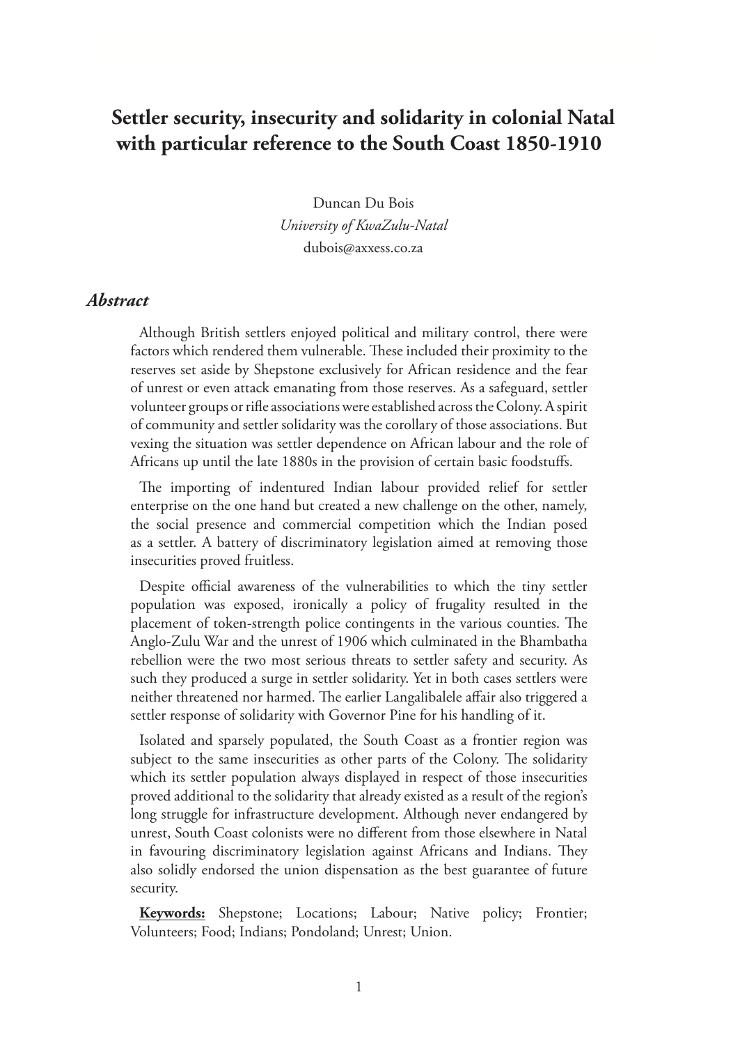# Settler security, insecurity and solidarity in colonial Natal with particular reference to the South Coast 1850-1910

Duncan Du Bois  
*University of KwaZulu-Natal*  
dubois@axxess.co.za

## *Abstract*

Although British settlers enjoyed political and military control, there were factors which rendered them vulnerable. These included their proximity to the reserves set aside by Shepstone exclusively for African residence and the fear of unrest or even attack emanating from those reserves. As a safeguard, settler volunteer groups or rifle associations were established across the Colony. A spirit of community and settler solidarity was the corollary of those associations. But vexing the situation was settler dependence on African labour and the role of Africans up until the late 1880s in the provision of certain basic foodstuffs.

The importing of indentured Indian labour provided relief for settler enterprise on the one hand but created a new challenge on the other, namely, the social presence and commercial competition which the Indian posed as a settler. A battery of discriminatory legislation aimed at removing those insecurities proved fruitless.

Despite official awareness of the vulnerabilities to which the tiny settler population was exposed, ironically a policy of frugality resulted in the placement of token-strength police contingents in the various counties. The Anglo-Zulu War and the unrest of 1906 which culminated in the Bhambatha rebellion were the two most serious threats to settler safety and security. As such they produced a surge in settler solidarity. Yet in both cases settlers were neither threatened nor harmed. The earlier Langalibalele affair also triggered a settler response of solidarity with Governor Pine for his handling of it.

Isolated and sparsely populated, the South Coast as a frontier region was subject to the same insecurities as other parts of the Colony. The solidarity which its settler population always displayed in respect of those insecurities proved additional to the solidarity that already existed as a result of the region's long struggle for infrastructure development. Although never endangered by unrest, South Coast colonists were no different from those elsewhere in Natal in favouring discriminatory legislation against Africans and Indians. They also solidly endorsed the union dispensation as the best guarantee of future security.

**Keywords:** Shepstone; Locations; Labour; Native policy; Frontier; Volunteers; Food; Indians; Pondoland; Unrest; Union.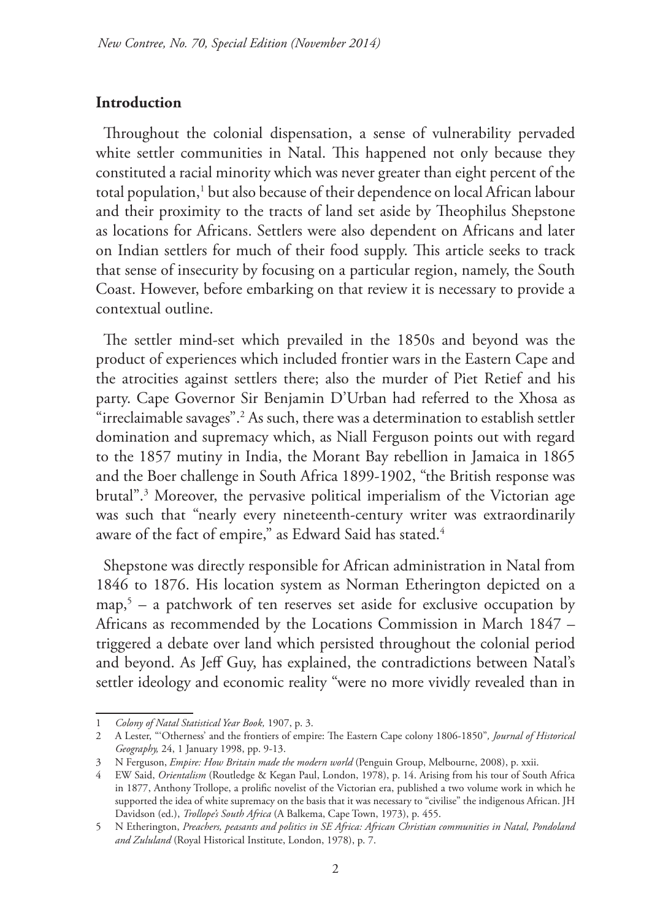## Introduction

Throughout the colonial dispensation, a sense of vulnerability pervaded white settler communities in Natal. This happened not only because they constituted a racial minority which was never greater than eight percent of the total population,[1] but also because of their dependence on local African labour and their proximity to the tracts of land set aside by Theophilus Shepstone as locations for Africans. Settlers were also dependent on Africans and later on Indian settlers for much of their food supply. This article seeks to track that sense of insecurity by focusing on a particular region, namely, the South Coast. However, before embarking on that review it is necessary to provide a contextual outline.

The settler mind-set which prevailed in the 1850s and beyond was the product of experiences which included frontier wars in the Eastern Cape and the atrocities against settlers there; also the murder of Piet Retief and his party. Cape Governor Sir Benjamin D'Urban had referred to the Xhosa as "irreclaimable savages".[2] As such, there was a determination to establish settler domination and supremacy which, as Niall Ferguson points out with regard to the 1857 mutiny in India, the Morant Bay rebellion in Jamaica in 1865 and the Boer challenge in South Africa 1899-1902, "the British response was brutal".[3] Moreover, the pervasive political imperialism of the Victorian age was such that "nearly every nineteenth-century writer was extraordinarily aware of the fact of empire," as Edward Said has stated.[4]

Shepstone was directly responsible for African administration in Natal from 1846 to 1876. His location system as Norman Etherington depicted on a map,[5] – a patchwork of ten reserves set aside for exclusive occupation by Africans as recommended by the Locations Commission in March 1847 – triggered a debate over land which persisted throughout the colonial period and beyond. As Jeff Guy, has explained, the contradictions between Natal's settler ideology and economic reality "were no more vividly revealed than in

---

1 *Colony of Natal Statistical Year Book,* 1907, p. 3.

2 A Lester, "'Otherness' and the frontiers of empire: The Eastern Cape colony 1806-1850", *Journal of Historical Geography,* 24, 1 January 1998, pp. 9-13.

3 N Ferguson, *Empire: How Britain made the modern world* (Penguin Group, Melbourne, 2008), p. xxii.

4 EW Said, *Orientalism* (Routledge & Kegan Paul, London, 1978), p. 14. Arising from his tour of South Africa in 1877, Anthony Trollope, a prolific novelist of the Victorian era, published a two volume work in which he supported the idea of white supremacy on the basis that it was necessary to "civilise" the indigenous African. JH Davidson (ed.), *Trollope's South Africa* (A Balkema, Cape Town, 1973), p. 455.

5 N Etherington, *Preachers, peasants and politics in SE Africa: African Christian communities in Natal, Pondoland and Zululand* (Royal Historical Institute, London, 1978), p. 7.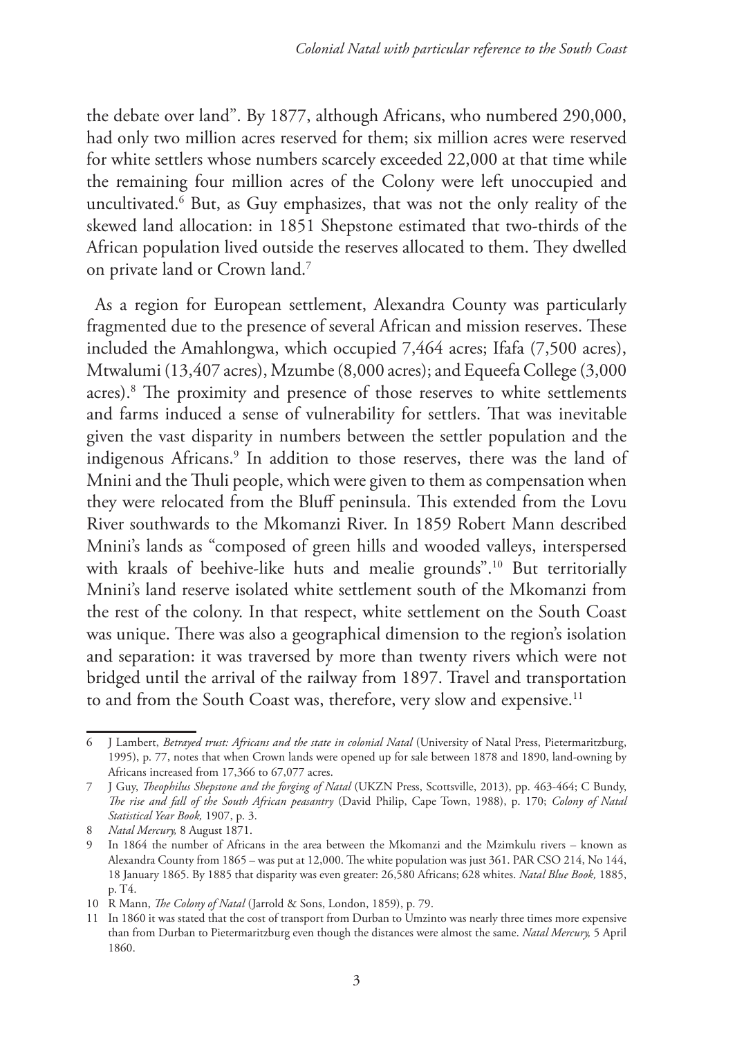the debate over land". By 1877, although Africans, who numbered 290,000, had only two million acres reserved for them; six million acres were reserved for white settlers whose numbers scarcely exceeded 22,000 at that time while the remaining four million acres of the Colony were left unoccupied and uncultivated.[6] But, as Guy emphasizes, that was not the only reality of the skewed land allocation: in 1851 Shepstone estimated that two-thirds of the African population lived outside the reserves allocated to them. They dwelled on private land or Crown land.[7]

As a region for European settlement, Alexandra County was particularly fragmented due to the presence of several African and mission reserves. These included the Amahlongwa, which occupied 7,464 acres; Ifafa (7,500 acres), Mtwalumi (13,407 acres), Mzumbe (8,000 acres); and Equeefa College (3,000 acres).[8] The proximity and presence of those reserves to white settlements and farms induced a sense of vulnerability for settlers. That was inevitable given the vast disparity in numbers between the settler population and the indigenous Africans.[9] In addition to those reserves, there was the land of Mnini and the Thuli people, which were given to them as compensation when they were relocated from the Bluff peninsula. This extended from the Lovu River southwards to the Mkomanzi River. In 1859 Robert Mann described Mnini's lands as "composed of green hills and wooded valleys, interspersed with kraals of beehive-like huts and mealie grounds".[10] But territorially Mnini's land reserve isolated white settlement south of the Mkomanzi from the rest of the colony. In that respect, white settlement on the South Coast was unique. There was also a geographical dimension to the region's isolation and separation: it was traversed by more than twenty rivers which were not bridged until the arrival of the railway from 1897. Travel and transportation to and from the South Coast was, therefore, very slow and expensive.[11]

---

6 J Lambert, *Betrayed trust: Africans and the state in colonial Natal* (University of Natal Press, Pietermaritzburg, 1995), p. 77, notes that when Crown lands were opened up for sale between 1878 and 1890, land-owning by Africans increased from 17,366 to 67,077 acres.

7 J Guy, *Theophilus Shepstone and the forging of Natal* (UKZN Press, Scottsville, 2013), pp. 463-464; C Bundy, *The rise and fall of the South African peasantry* (David Philip, Cape Town, 1988), p. 170; *Colony of Natal Statistical Year Book,* 1907, p. 3.

8 *Natal Mercury,* 8 August 1871.

9 In 1864 the number of Africans in the area between the Mkomanzi and the Mzimkulu rivers – known as Alexandra County from 1865 – was put at 12,000. The white population was just 361. PAR CSO 214, No 144, 18 January 1865. By 1885 that disparity was even greater: 26,580 Africans; 628 whites. *Natal Blue Book,* 1885, p. T4.

10 R Mann, *The Colony of Natal* (Jarrold & Sons, London, 1859), p. 79.

11 In 1860 it was stated that the cost of transport from Durban to Umzinto was nearly three times more expensive than from Durban to Pietermaritzburg even though the distances were almost the same. *Natal Mercury,* 5 April 1860.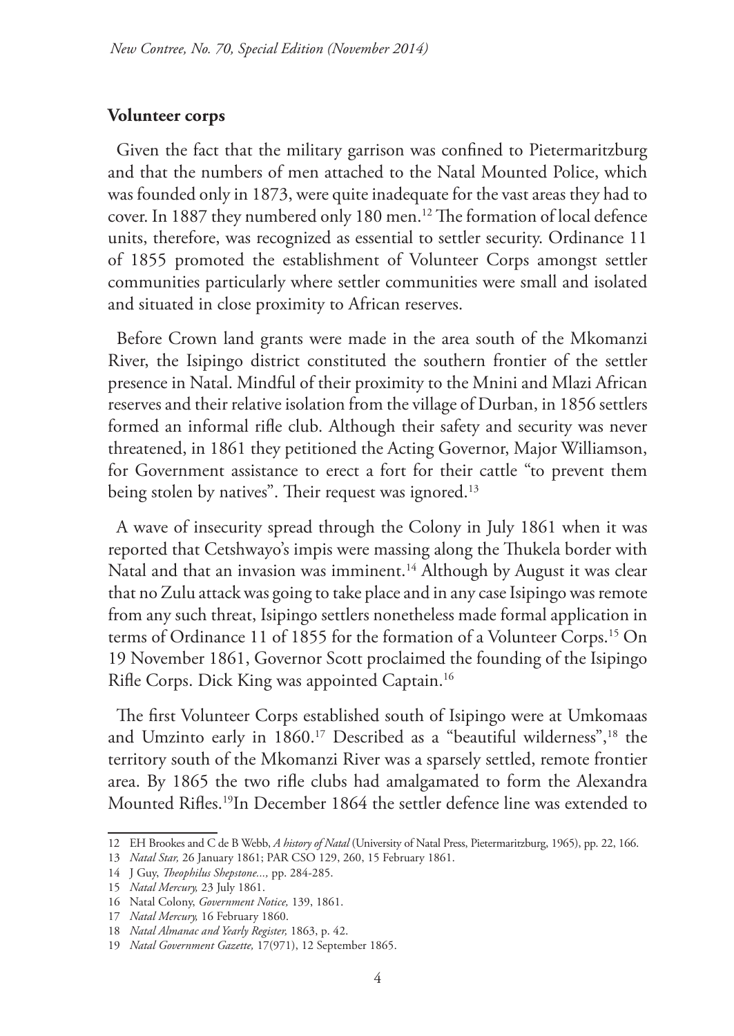## Volunteer corps

Given the fact that the military garrison was confined to Pietermaritzburg and that the numbers of men attached to the Natal Mounted Police, which was founded only in 1873, were quite inadequate for the vast areas they had to cover. In 1887 they numbered only 180 men.[12] The formation of local defence units, therefore, was recognized as essential to settler security. Ordinance 11 of 1855 promoted the establishment of Volunteer Corps amongst settler communities particularly where settler communities were small and isolated and situated in close proximity to African reserves.

Before Crown land grants were made in the area south of the Mkomanzi River, the Isipingo district constituted the southern frontier of the settler presence in Natal. Mindful of their proximity to the Mnini and Mlazi African reserves and their relative isolation from the village of Durban, in 1856 settlers formed an informal rifle club. Although their safety and security was never threatened, in 1861 they petitioned the Acting Governor, Major Williamson, for Government assistance to erect a fort for their cattle "to prevent them being stolen by natives". Their request was ignored.[13]

A wave of insecurity spread through the Colony in July 1861 when it was reported that Cetshwayo's impis were massing along the Thukela border with Natal and that an invasion was imminent.[14] Although by August it was clear that no Zulu attack was going to take place and in any case Isipingo was remote from any such threat, Isipingo settlers nonetheless made formal application in terms of Ordinance 11 of 1855 for the formation of a Volunteer Corps.[15] On 19 November 1861, Governor Scott proclaimed the founding of the Isipingo Rifle Corps. Dick King was appointed Captain.[16]

The first Volunteer Corps established south of Isipingo were at Umkomaas and Umzinto early in 1860.[17] Described as a "beautiful wilderness",[18] the territory south of the Mkomanzi River was a sparsely settled, remote frontier area. By 1865 the two rifle clubs had amalgamated to form the Alexandra Mounted Rifles.[19]In December 1864 the settler defence line was extended to

---

12 EH Brookes and C de B Webb, *A history of Natal* (University of Natal Press, Pietermaritzburg, 1965), pp. 22, 166.

13 *Natal Star,* 26 January 1861; PAR CSO 129, 260, 15 February 1861.

14 J Guy, *Theophilus Shepstone...,* pp. 284-285.

15 *Natal Mercury,* 23 July 1861.

16 Natal Colony, *Government Notice,* 139, 1861.

17 *Natal Mercury,* 16 February 1860.

18 *Natal Almanac and Yearly Register,* 1863, p. 42.

19 *Natal Government Gazette,* 17(971), 12 September 1865.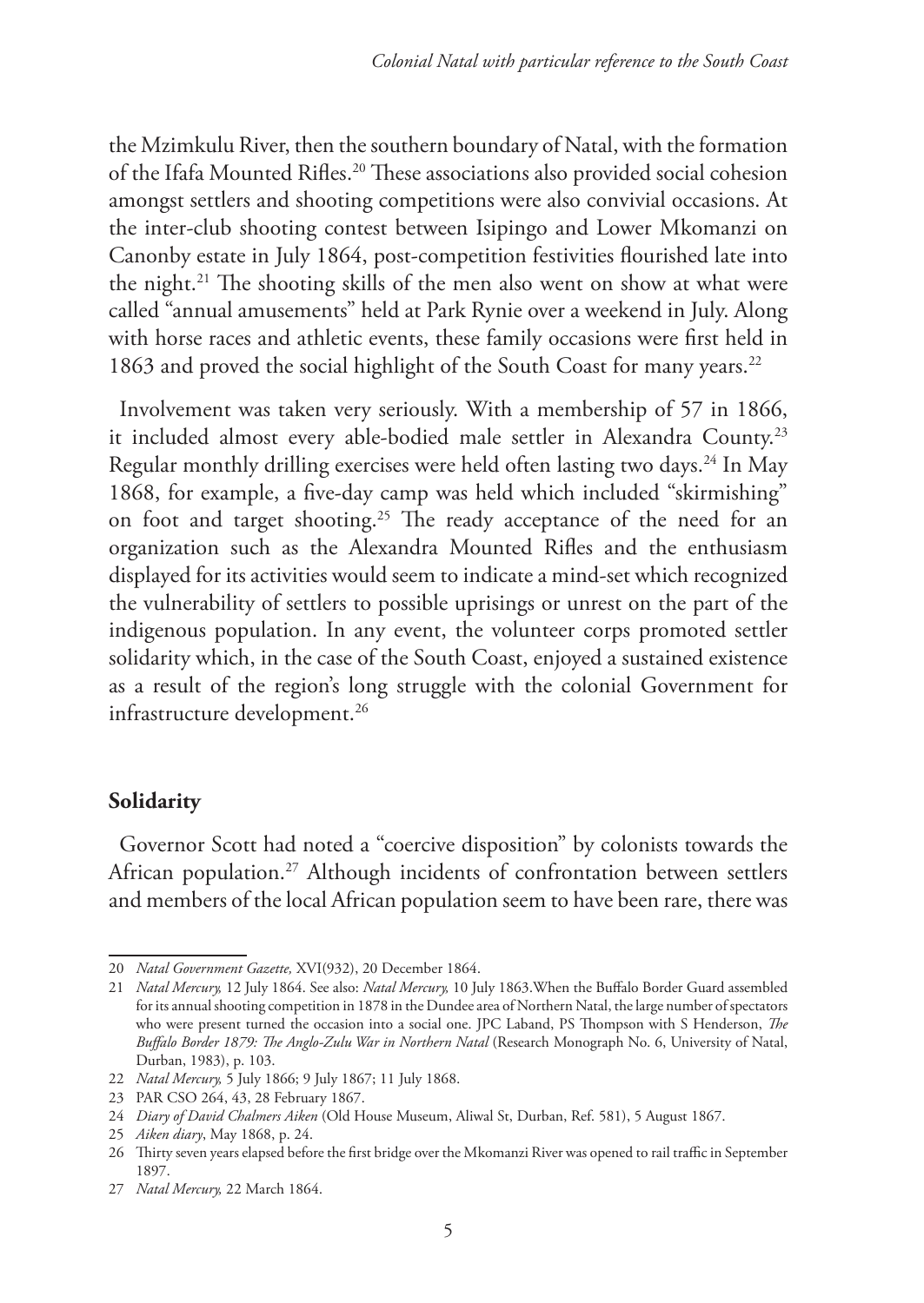the Mzimkulu River, then the southern boundary of Natal, with the formation of the Ifafa Mounted Rifles.[20] These associations also provided social cohesion amongst settlers and shooting competitions were also convivial occasions. At the inter-club shooting contest between Isipingo and Lower Mkomanzi on Canonby estate in July 1864, post-competition festivities flourished late into the night.[21] The shooting skills of the men also went on show at what were called "annual amusements" held at Park Rynie over a weekend in July. Along with horse races and athletic events, these family occasions were first held in 1863 and proved the social highlight of the South Coast for many years.[22]

Involvement was taken very seriously. With a membership of 57 in 1866, it included almost every able-bodied male settler in Alexandra County.[23] Regular monthly drilling exercises were held often lasting two days.[24] In May 1868, for example, a five-day camp was held which included "skirmishing" on foot and target shooting.[25] The ready acceptance of the need for an organization such as the Alexandra Mounted Rifles and the enthusiasm displayed for its activities would seem to indicate a mind-set which recognized the vulnerability of settlers to possible uprisings or unrest on the part of the indigenous population. In any event, the volunteer corps promoted settler solidarity which, in the case of the South Coast, enjoyed a sustained existence as a result of the region's long struggle with the colonial Government for infrastructure development.[26]

## Solidarity

Governor Scott had noted a "coercive disposition" by colonists towards the African population.[27] Although incidents of confrontation between settlers and members of the local African population seem to have been rare, there was

---

20 *Natal Government Gazette,* XVI(932), 20 December 1864.

21 *Natal Mercury,* 12 July 1864. See also: *Natal Mercury,* 10 July 1863.When the Buffalo Border Guard assembled for its annual shooting competition in 1878 in the Dundee area of Northern Natal, the large number of spectators who were present turned the occasion into a social one. JPC Laband, PS Thompson with S Henderson, *The Buffalo Border 1879: The Anglo-Zulu War in Northern Natal* (Research Monograph No. 6, University of Natal, Durban, 1983), p. 103.

22 *Natal Mercury,* 5 July 1866; 9 July 1867; 11 July 1868.

23 PAR CSO 264, 43, 28 February 1867.

24 *Diary of David Chalmers Aiken* (Old House Museum, Aliwal St, Durban, Ref. 581), 5 August 1867.

25 *Aiken diary*, May 1868, p. 24.

26 Thirty seven years elapsed before the first bridge over the Mkomanzi River was opened to rail traffic in September 1897.

27 *Natal Mercury,* 22 March 1864.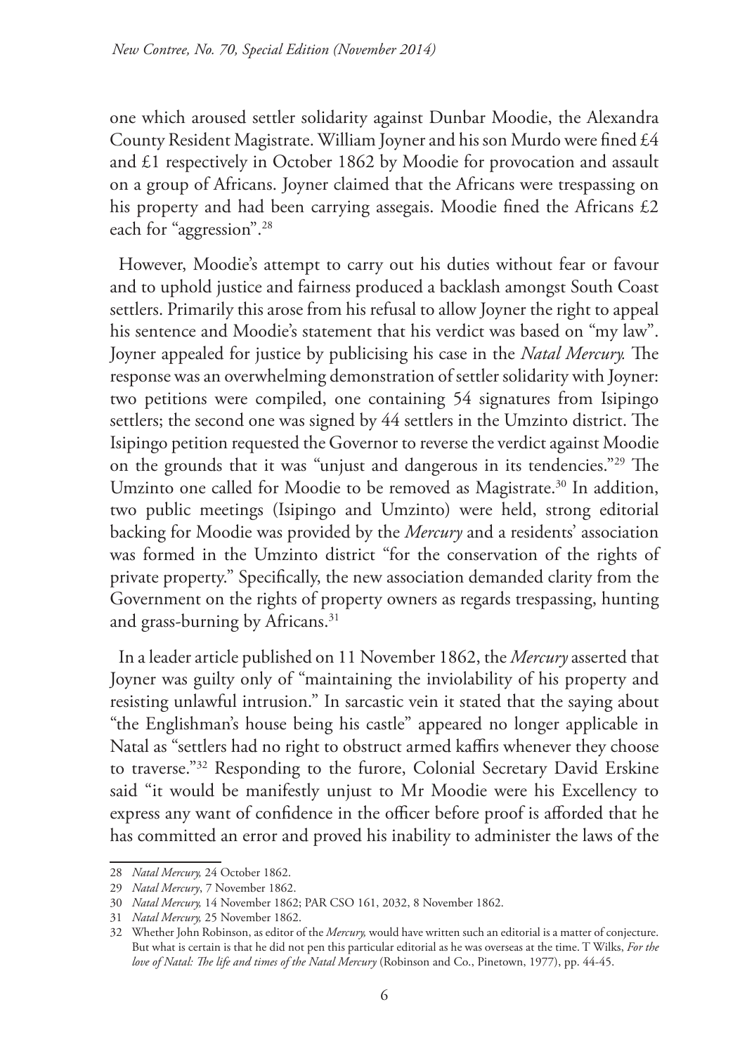one which aroused settler solidarity against Dunbar Moodie, the Alexandra County Resident Magistrate. William Joyner and his son Murdo were fined £4 and £1 respectively in October 1862 by Moodie for provocation and assault on a group of Africans. Joyner claimed that the Africans were trespassing on his property and had been carrying assegais. Moodie fined the Africans £2 each for "aggression".[28]

However, Moodie's attempt to carry out his duties without fear or favour and to uphold justice and fairness produced a backlash amongst South Coast settlers. Primarily this arose from his refusal to allow Joyner the right to appeal his sentence and Moodie's statement that his verdict was based on "my law". Joyner appealed for justice by publicising his case in the *Natal Mercury.* The response was an overwhelming demonstration of settler solidarity with Joyner: two petitions were compiled, one containing 54 signatures from Isipingo settlers; the second one was signed by 44 settlers in the Umzinto district. The Isipingo petition requested the Governor to reverse the verdict against Moodie on the grounds that it was "unjust and dangerous in its tendencies."[29] The Umzinto one called for Moodie to be removed as Magistrate.[30] In addition, two public meetings (Isipingo and Umzinto) were held, strong editorial backing for Moodie was provided by the *Mercury* and a residents' association was formed in the Umzinto district "for the conservation of the rights of private property." Specifically, the new association demanded clarity from the Government on the rights of property owners as regards trespassing, hunting and grass-burning by Africans.[31]

In a leader article published on 11 November 1862, the *Mercury* asserted that Joyner was guilty only of "maintaining the inviolability of his property and resisting unlawful intrusion." In sarcastic vein it stated that the saying about "the Englishman's house being his castle" appeared no longer applicable in Natal as "settlers had no right to obstruct armed kaffirs whenever they choose to traverse."[32] Responding to the furore, Colonial Secretary David Erskine said "it would be manifestly unjust to Mr Moodie were his Excellency to express any want of confidence in the officer before proof is afforded that he has committed an error and proved his inability to administer the laws of the

---

28 *Natal Mercury,* 24 October 1862.

29 *Natal Mercury*, 7 November 1862.

30 *Natal Mercury,* 14 November 1862; PAR CSO 161, 2032, 8 November 1862.

31 *Natal Mercury,* 25 November 1862.

32 Whether John Robinson, as editor of the *Mercury,* would have written such an editorial is a matter of conjecture. But what is certain is that he did not pen this particular editorial as he was overseas at the time. T Wilks, *For the love of Natal: The life and times of the Natal Mercury* (Robinson and Co., Pinetown, 1977), pp. 44-45.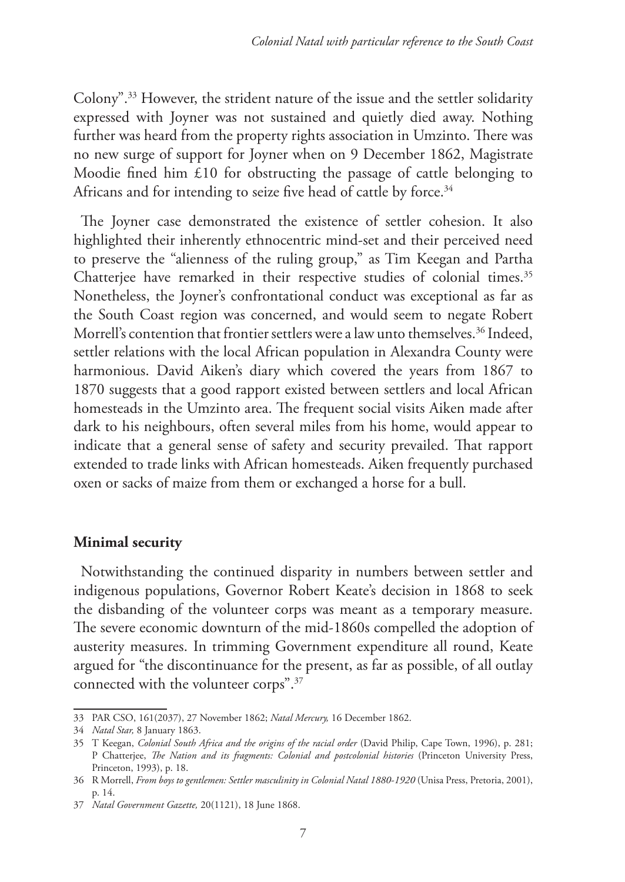Colony".[33] However, the strident nature of the issue and the settler solidarity expressed with Joyner was not sustained and quietly died away. Nothing further was heard from the property rights association in Umzinto. There was no new surge of support for Joyner when on 9 December 1862, Magistrate Moodie fined him £10 for obstructing the passage of cattle belonging to Africans and for intending to seize five head of cattle by force.[34]

The Joyner case demonstrated the existence of settler cohesion. It also highlighted their inherently ethnocentric mind-set and their perceived need to preserve the "alienness of the ruling group," as Tim Keegan and Partha Chatterjee have remarked in their respective studies of colonial times.[35] Nonetheless, the Joyner's confrontational conduct was exceptional as far as the South Coast region was concerned, and would seem to negate Robert Morrell's contention that frontier settlers were a law unto themselves.[36] Indeed, settler relations with the local African population in Alexandra County were harmonious. David Aiken's diary which covered the years from 1867 to 1870 suggests that a good rapport existed between settlers and local African homesteads in the Umzinto area. The frequent social visits Aiken made after dark to his neighbours, often several miles from his home, would appear to indicate that a general sense of safety and security prevailed. That rapport extended to trade links with African homesteads. Aiken frequently purchased oxen or sacks of maize from them or exchanged a horse for a bull.

## Minimal security

Notwithstanding the continued disparity in numbers between settler and indigenous populations, Governor Robert Keate's decision in 1868 to seek the disbanding of the volunteer corps was meant as a temporary measure. The severe economic downturn of the mid-1860s compelled the adoption of austerity measures. In trimming Government expenditure all round, Keate argued for "the discontinuance for the present, as far as possible, of all outlay connected with the volunteer corps".[37]

---

33 PAR CSO, 161(2037), 27 November 1862; *Natal Mercury,* 16 December 1862.

34 *Natal Star,* 8 January 1863.

35 T Keegan, *Colonial South Africa and the origins of the racial order* (David Philip, Cape Town, 1996), p. 281; P Chatterjee, *The Nation and its fragments: Colonial and postcolonial histories* (Princeton University Press, Princeton, 1993), p. 18.

36 R Morrell, *From boys to gentlemen: Settler masculinity in Colonial Natal 1880-1920* (Unisa Press, Pretoria, 2001), p. 14.

37 *Natal Government Gazette,* 20(1121), 18 June 1868.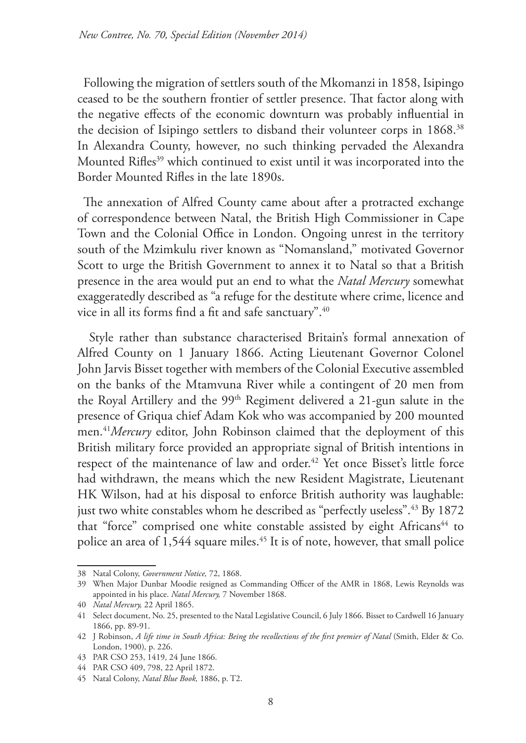Following the migration of settlers south of the Mkomanzi in 1858, Isipingo ceased to be the southern frontier of settler presence. That factor along with the negative effects of the economic downturn was probably influential in the decision of Isipingo settlers to disband their volunteer corps in 1868.[38] In Alexandra County, however, no such thinking pervaded the Alexandra Mounted Rifles[39] which continued to exist until it was incorporated into the Border Mounted Rifles in the late 1890s.

The annexation of Alfred County came about after a protracted exchange of correspondence between Natal, the British High Commissioner in Cape Town and the Colonial Office in London. Ongoing unrest in the territory south of the Mzimkulu river known as "Nomansland," motivated Governor Scott to urge the British Government to annex it to Natal so that a British presence in the area would put an end to what the *Natal Mercury* somewhat exaggeratedly described as "a refuge for the destitute where crime, licence and vice in all its forms find a fit and safe sanctuary".[40]

Style rather than substance characterised Britain's formal annexation of Alfred County on 1 January 1866. Acting Lieutenant Governor Colonel John Jarvis Bisset together with members of the Colonial Executive assembled on the banks of the Mtamvuna River while a contingent of 20 men from the Royal Artillery and the 99th Regiment delivered a 21-gun salute in the presence of Griqua chief Adam Kok who was accompanied by 200 mounted men.[41] *Mercury* editor, John Robinson claimed that the deployment of this British military force provided an appropriate signal of British intentions in respect of the maintenance of law and order.[42] Yet once Bisset's little force had withdrawn, the means which the new Resident Magistrate, Lieutenant HK Wilson, had at his disposal to enforce British authority was laughable: just two white constables whom he described as "perfectly useless".[43] By 1872 that "force" comprised one white constable assisted by eight Africans[44] to police an area of 1,544 square miles.[45] It is of note, however, that small police

---

38 Natal Colony, *Government Notice,* 72, 1868.

39 When Major Dunbar Moodie resigned as Commanding Officer of the AMR in 1868, Lewis Reynolds was appointed in his place. *Natal Mercury,* 7 November 1868.

40 *Natal Mercury,* 22 April 1865.

41 Select document, No. 25, presented to the Natal Legislative Council, 6 July 1866. Bisset to Cardwell 16 January 1866, pp. 89-91.

42 J Robinson, *A life time in South Africa: Being the recollections of the first premier of Natal* (Smith, Elder & Co. London, 1900), p. 226.

43 PAR CSO 253, 1419, 24 June 1866.

44 PAR CSO 409, 798, 22 April 1872.

45 Natal Colony, *Natal Blue Book,* 1886, p. T2.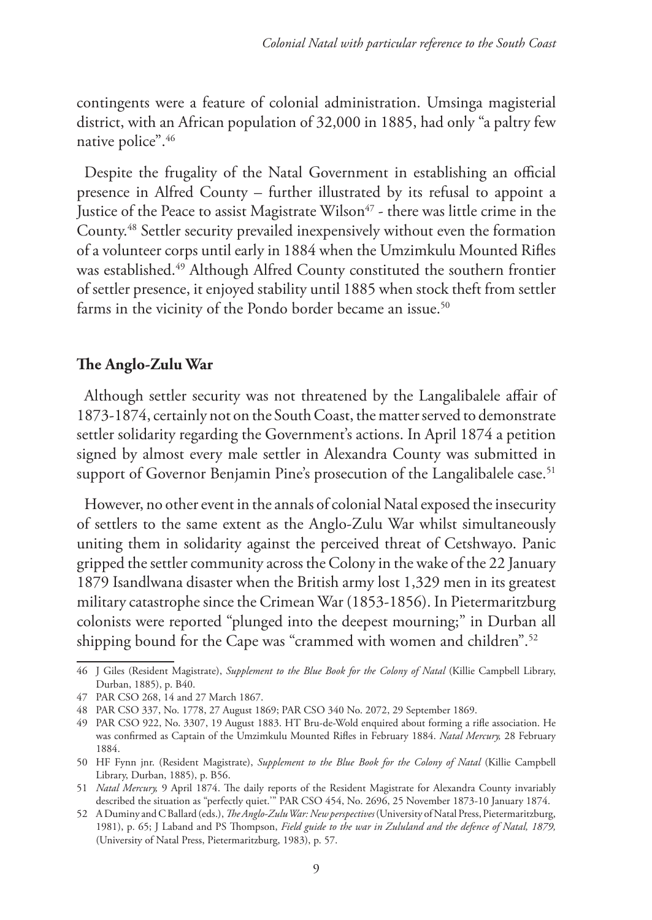contingents were a feature of colonial administration. Umsinga magisterial district, with an African population of 32,000 in 1885, had only "a paltry few native police".[46]

Despite the frugality of the Natal Government in establishing an official presence in Alfred County – further illustrated by its refusal to appoint a Justice of the Peace to assist Magistrate Wilson[47] - there was little crime in the County.[48] Settler security prevailed inexpensively without even the formation of a volunteer corps until early in 1884 when the Umzimkulu Mounted Rifles was established.[49] Although Alfred County constituted the southern frontier of settler presence, it enjoyed stability until 1885 when stock theft from settler farms in the vicinity of the Pondo border became an issue.[50]

## The Anglo-Zulu War

Although settler security was not threatened by the Langalibalele affair of 1873-1874, certainly not on the South Coast, the matter served to demonstrate settler solidarity regarding the Government's actions. In April 1874 a petition signed by almost every male settler in Alexandra County was submitted in support of Governor Benjamin Pine's prosecution of the Langalibalele case.[51]

However, no other event in the annals of colonial Natal exposed the insecurity of settlers to the same extent as the Anglo-Zulu War whilst simultaneously uniting them in solidarity against the perceived threat of Cetshwayo. Panic gripped the settler community across the Colony in the wake of the 22 January 1879 Isandlwana disaster when the British army lost 1,329 men in its greatest military catastrophe since the Crimean War (1853-1856). In Pietermaritzburg colonists were reported "plunged into the deepest mourning;" in Durban all shipping bound for the Cape was "crammed with women and children".[52]

---

46 J Giles (Resident Magistrate), *Supplement to the Blue Book for the Colony of Natal* (Killie Campbell Library, Durban, 1885), p. B40.

47 PAR CSO 268, 14 and 27 March 1867.

48 PAR CSO 337, No. 1778, 27 August 1869; PAR CSO 340 No. 2072, 29 September 1869.

49 PAR CSO 922, No. 3307, 19 August 1883. HT Bru-de-Wold enquired about forming a rifle association. He was confirmed as Captain of the Umzimkulu Mounted Rifles in February 1884. *Natal Mercury,* 28 February 1884.

50 HF Fynn jnr. (Resident Magistrate), *Supplement to the Blue Book for the Colony of Natal* (Killie Campbell Library, Durban, 1885), p. B56.

51 *Natal Mercury,* 9 April 1874. The daily reports of the Resident Magistrate for Alexandra County invariably described the situation as "perfectly quiet.'" PAR CSO 454, No. 2696, 25 November 1873-10 January 1874.

52 A Duminy and C Ballard (eds.), *The Anglo-Zulu War: New perspectives* (University of Natal Press, Pietermaritzburg, 1981), p. 65; J Laband and PS Thompson, *Field guide to the war in Zululand and the defence of Natal, 1879,* (University of Natal Press, Pietermaritzburg, 1983), p. 57.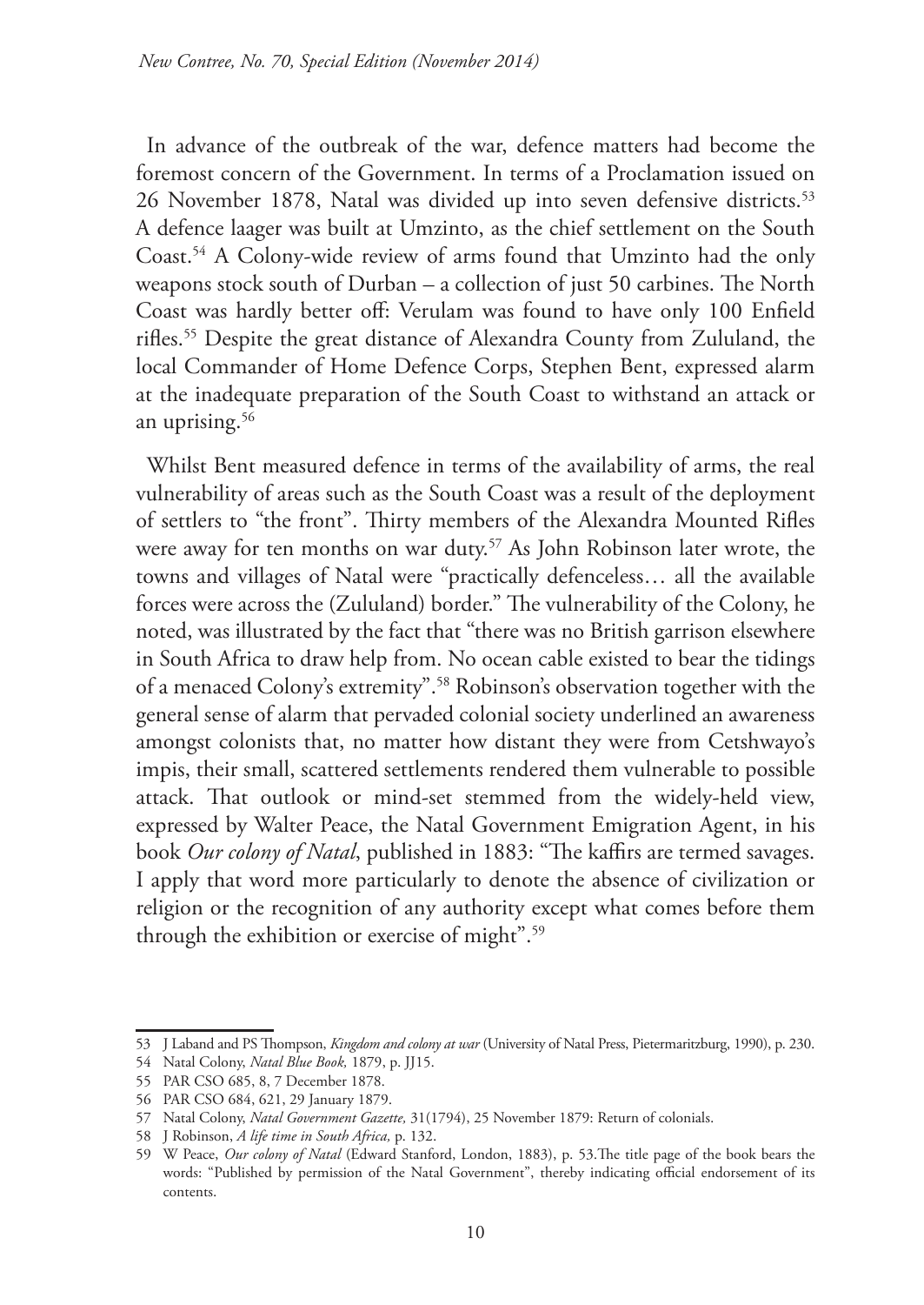In advance of the outbreak of the war, defence matters had become the foremost concern of the Government. In terms of a Proclamation issued on 26 November 1878, Natal was divided up into seven defensive districts.[53] A defence laager was built at Umzinto, as the chief settlement on the South Coast.[54] A Colony-wide review of arms found that Umzinto had the only weapons stock south of Durban – a collection of just 50 carbines. The North Coast was hardly better off: Verulam was found to have only 100 Enfield rifles.[55] Despite the great distance of Alexandra County from Zululand, the local Commander of Home Defence Corps, Stephen Bent, expressed alarm at the inadequate preparation of the South Coast to withstand an attack or an uprising.[56]

Whilst Bent measured defence in terms of the availability of arms, the real vulnerability of areas such as the South Coast was a result of the deployment of settlers to "the front". Thirty members of the Alexandra Mounted Rifles were away for ten months on war duty.[57] As John Robinson later wrote, the towns and villages of Natal were "practically defenceless… all the available forces were across the (Zululand) border." The vulnerability of the Colony, he noted, was illustrated by the fact that "there was no British garrison elsewhere in South Africa to draw help from. No ocean cable existed to bear the tidings of a menaced Colony's extremity".[58] Robinson's observation together with the general sense of alarm that pervaded colonial society underlined an awareness amongst colonists that, no matter how distant they were from Cetshwayo's impis, their small, scattered settlements rendered them vulnerable to possible attack. That outlook or mind-set stemmed from the widely-held view, expressed by Walter Peace, the Natal Government Emigration Agent, in his book *Our colony of Natal*, published in 1883: "The kaffirs are termed savages. I apply that word more particularly to denote the absence of civilization or religion or the recognition of any authority except what comes before them through the exhibition or exercise of might".[59]

---

53 J Laband and PS Thompson, *Kingdom and colony at war* (University of Natal Press, Pietermaritzburg, 1990), p. 230.

54 Natal Colony, *Natal Blue Book,* 1879, p. JJ15.

55 PAR CSO 685, 8, 7 December 1878.

56 PAR CSO 684, 621, 29 January 1879.

57 Natal Colony, *Natal Government Gazette,* 31(1794), 25 November 1879: Return of colonials.

58 J Robinson, *A life time in South Africa,* p. 132.

59 W Peace, *Our colony of Natal* (Edward Stanford, London, 1883), p. 53.The title page of the book bears the words: "Published by permission of the Natal Government", thereby indicating official endorsement of its contents.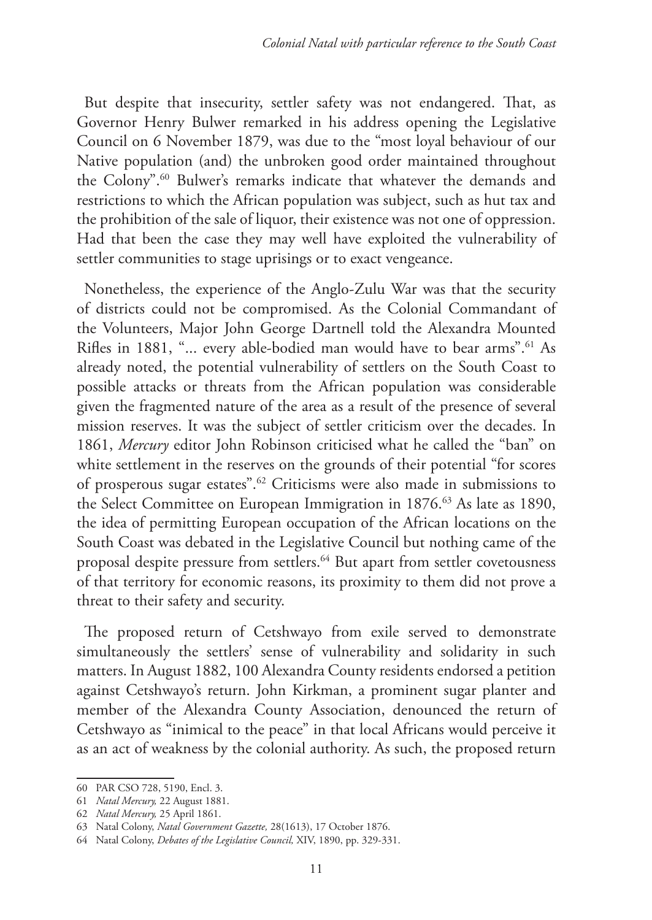But despite that insecurity, settler safety was not endangered. That, as Governor Henry Bulwer remarked in his address opening the Legislative Council on 6 November 1879, was due to the "most loyal behaviour of our Native population (and) the unbroken good order maintained throughout the Colony".[60] Bulwer's remarks indicate that whatever the demands and restrictions to which the African population was subject, such as hut tax and the prohibition of the sale of liquor, their existence was not one of oppression. Had that been the case they may well have exploited the vulnerability of settler communities to stage uprisings or to exact vengeance.

Nonetheless, the experience of the Anglo-Zulu War was that the security of districts could not be compromised. As the Colonial Commandant of the Volunteers, Major John George Dartnell told the Alexandra Mounted Rifles in 1881, "... every able-bodied man would have to bear arms".[61] As already noted, the potential vulnerability of settlers on the South Coast to possible attacks or threats from the African population was considerable given the fragmented nature of the area as a result of the presence of several mission reserves. It was the subject of settler criticism over the decades. In 1861, *Mercury* editor John Robinson criticised what he called the "ban" on white settlement in the reserves on the grounds of their potential "for scores of prosperous sugar estates".[62] Criticisms were also made in submissions to the Select Committee on European Immigration in 1876.[63] As late as 1890, the idea of permitting European occupation of the African locations on the South Coast was debated in the Legislative Council but nothing came of the proposal despite pressure from settlers.[64] But apart from settler covetousness of that territory for economic reasons, its proximity to them did not prove a threat to their safety and security.

The proposed return of Cetshwayo from exile served to demonstrate simultaneously the settlers' sense of vulnerability and solidarity in such matters. In August 1882, 100 Alexandra County residents endorsed a petition against Cetshwayo's return. John Kirkman, a prominent sugar planter and member of the Alexandra County Association, denounced the return of Cetshwayo as "inimical to the peace" in that local Africans would perceive it as an act of weakness by the colonial authority. As such, the proposed return

---

60 PAR CSO 728, 5190, Encl. 3.

61 *Natal Mercury,* 22 August 1881.

62 *Natal Mercury,* 25 April 1861.

63 Natal Colony, *Natal Government Gazette,* 28(1613), 17 October 1876.

64 Natal Colony, *Debates of the Legislative Council,* XIV, 1890, pp. 329-331.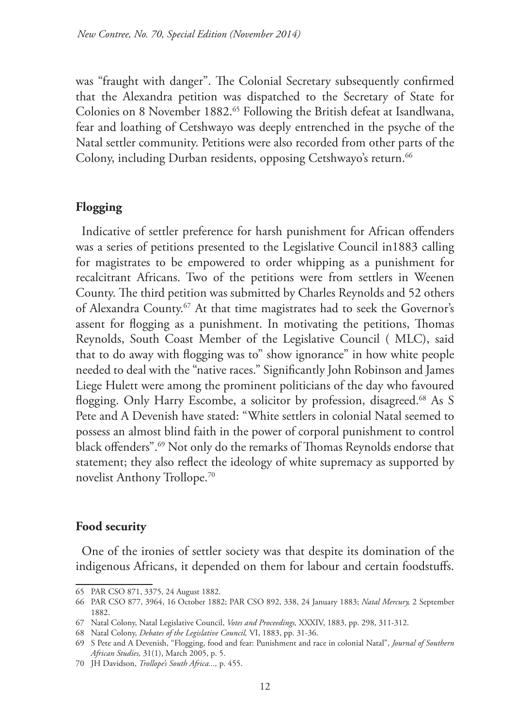was "fraught with danger". The Colonial Secretary subsequently confirmed that the Alexandra petition was dispatched to the Secretary of State for Colonies on 8 November 1882.[65] Following the British defeat at Isandlwana, fear and loathing of Cetshwayo was deeply entrenched in the psyche of the Natal settler community. Petitions were also recorded from other parts of the Colony, including Durban residents, opposing Cetshwayo's return.[66]

## Flogging

Indicative of settler preference for harsh punishment for African offenders was a series of petitions presented to the Legislative Council in1883 calling for magistrates to be empowered to order whipping as a punishment for recalcitrant Africans. Two of the petitions were from settlers in Weenen County. The third petition was submitted by Charles Reynolds and 52 others of Alexandra County.[67] At that time magistrates had to seek the Governor's assent for flogging as a punishment. In motivating the petitions, Thomas Reynolds, South Coast Member of the Legislative Council ( MLC), said that to do away with flogging was to" show ignorance" in how white people needed to deal with the "native races." Significantly John Robinson and James Liege Hulett were among the prominent politicians of the day who favoured flogging. Only Harry Escombe, a solicitor by profession, disagreed.[68] As S Pete and A Devenish have stated: "White settlers in colonial Natal seemed to possess an almost blind faith in the power of corporal punishment to control black offenders".[69] Not only do the remarks of Thomas Reynolds endorse that statement; they also reflect the ideology of white supremacy as supported by novelist Anthony Trollope.[70]

## Food security

One of the ironies of settler society was that despite its domination of the indigenous Africans, it depended on them for labour and certain foodstuffs.

---

65 PAR CSO 871, 3375, 24 August 1882.

66 PAR CSO 877, 3964, 16 October 1882; PAR CSO 892, 338, 24 January 1883; *Natal Mercury,* 2 September 1882.

67 Natal Colony, Natal Legislative Council, *Votes and Proceedings,* XXXIV, 1883, pp. 298, 311-312.

68 Natal Colony, *Debates of the Legislative Council,* VI, 1883, pp. 31-36.

69 S Pete and A Devenish, "Flogging, food and fear: Punishment and race in colonial Natal", *Journal of Southern African Studies,* 31(1), March 2005, p. 5.

70 JH Davidson, *Trollope's South Africa...,* p. 455.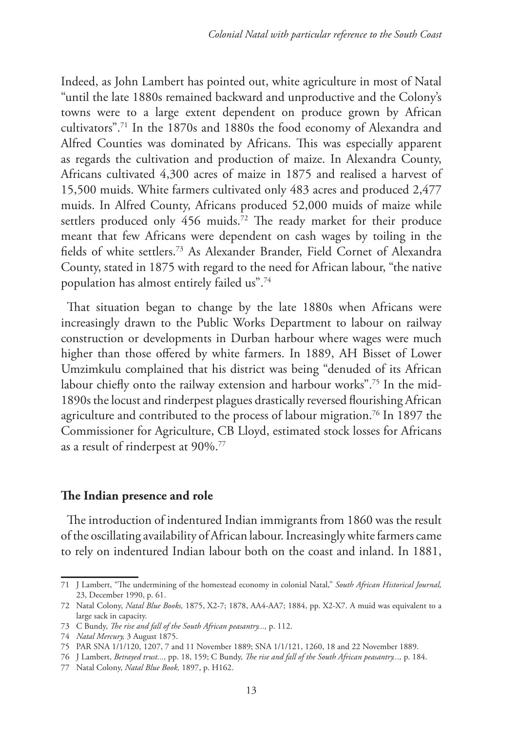Indeed, as John Lambert has pointed out, white agriculture in most of Natal "until the late 1880s remained backward and unproductive and the Colony's towns were to a large extent dependent on produce grown by African cultivators".[71] In the 1870s and 1880s the food economy of Alexandra and Alfred Counties was dominated by Africans. This was especially apparent as regards the cultivation and production of maize. In Alexandra County, Africans cultivated 4,300 acres of maize in 1875 and realised a harvest of 15,500 muids. White farmers cultivated only 483 acres and produced 2,477 muids. In Alfred County, Africans produced 52,000 muids of maize while settlers produced only 456 muids.[72] The ready market for their produce meant that few Africans were dependent on cash wages by toiling in the fields of white settlers.[73] As Alexander Brander, Field Cornet of Alexandra County, stated in 1875 with regard to the need for African labour, "the native population has almost entirely failed us".[74]

That situation began to change by the late 1880s when Africans were increasingly drawn to the Public Works Department to labour on railway construction or developments in Durban harbour where wages were much higher than those offered by white farmers. In 1889, AH Bisset of Lower Umzimkulu complained that his district was being "denuded of its African labour chiefly onto the railway extension and harbour works".[75] In the mid-1890s the locust and rinderpest plagues drastically reversed flourishing African agriculture and contributed to the process of labour migration.[76] In 1897 the Commissioner for Agriculture, CB Lloyd, estimated stock losses for Africans as a result of rinderpest at 90%.[77]

## The Indian presence and role

The introduction of indentured Indian immigrants from 1860 was the result of the oscillating availability of African labour. Increasingly white farmers came to rely on indentured Indian labour both on the coast and inland. In 1881,

---

71 J Lambert, "The undermining of the homestead economy in colonial Natal," *South African Historical Journal,* 23, December 1990, p. 61.

72 Natal Colony, *Natal Blue Books,* 1875, X2-7; 1878, AA4-AA7; 1884, pp. X2-X7. A muid was equivalent to a large sack in capacity.

73 C Bundy, *The rise and fall of the South African peasantry...,* p. 112.

74 *Natal Mercury,* 3 August 1875.

75 PAR SNA 1/1/120, 1207, 7 and 11 November 1889; SNA 1/1/121, 1260, 18 and 22 November 1889.

76 J Lambert, *Betrayed trust...,* pp. 18, 159; C Bundy, *The rise and fall of the South African peasantry...,* p. 184.

77 Natal Colony, *Natal Blue Book,* 1897, p. H162.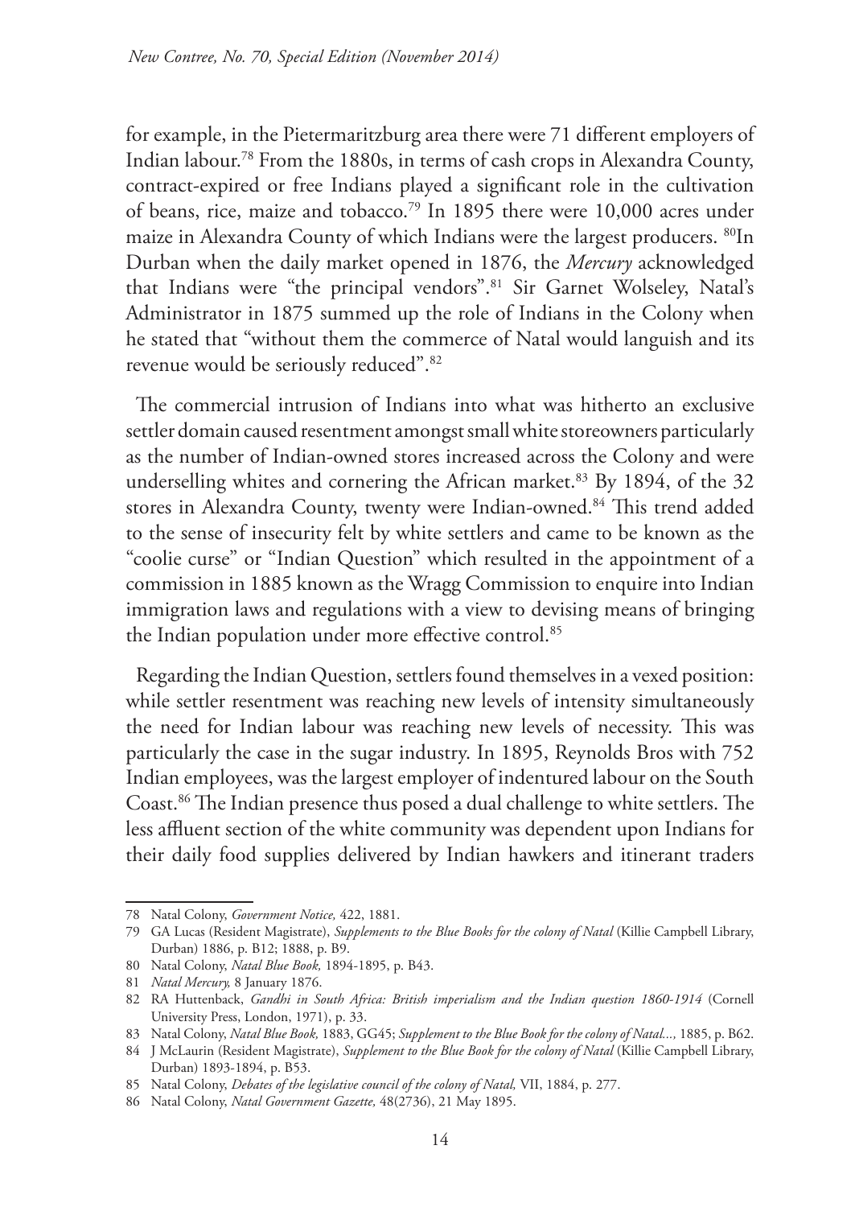for example, in the Pietermaritzburg area there were 71 different employers of Indian labour.[78] From the 1880s, in terms of cash crops in Alexandra County, contract-expired or free Indians played a significant role in the cultivation of beans, rice, maize and tobacco.[79] In 1895 there were 10,000 acres under maize in Alexandra County of which Indians were the largest producers. [80]In Durban when the daily market opened in 1876, the *Mercury* acknowledged that Indians were "the principal vendors".[81] Sir Garnet Wolseley, Natal's Administrator in 1875 summed up the role of Indians in the Colony when he stated that "without them the commerce of Natal would languish and its revenue would be seriously reduced".[82]

The commercial intrusion of Indians into what was hitherto an exclusive settler domain caused resentment amongst small white storeowners particularly as the number of Indian-owned stores increased across the Colony and were underselling whites and cornering the African market.[83] By 1894, of the 32 stores in Alexandra County, twenty were Indian-owned.[84] This trend added to the sense of insecurity felt by white settlers and came to be known as the "coolie curse" or "Indian Question" which resulted in the appointment of a commission in 1885 known as the Wragg Commission to enquire into Indian immigration laws and regulations with a view to devising means of bringing the Indian population under more effective control.[85]

Regarding the Indian Question, settlers found themselves in a vexed position: while settler resentment was reaching new levels of intensity simultaneously the need for Indian labour was reaching new levels of necessity. This was particularly the case in the sugar industry. In 1895, Reynolds Bros with 752 Indian employees, was the largest employer of indentured labour on the South Coast.[86] The Indian presence thus posed a dual challenge to white settlers. The less affluent section of the white community was dependent upon Indians for their daily food supplies delivered by Indian hawkers and itinerant traders

---

78 Natal Colony, *Government Notice,* 422, 1881.

79 GA Lucas (Resident Magistrate), *Supplements to the Blue Books for the colony of Natal* (Killie Campbell Library, Durban) 1886, p. B12; 1888, p. B9.

80 Natal Colony, *Natal Blue Book,* 1894-1895, p. B43.

81 *Natal Mercury,* 8 January 1876.

82 RA Huttenback, *Gandhi in South Africa: British imperialism and the Indian question 1860-1914* (Cornell University Press, London, 1971), p. 33.

83 Natal Colony, *Natal Blue Book,* 1883, GG45; *Supplement to the Blue Book for the colony of Natal...,* 1885, p. B62.

84 J McLaurin (Resident Magistrate), *Supplement to the Blue Book for the colony of Natal* (Killie Campbell Library, Durban) 1893-1894, p. B53.

85 Natal Colony, *Debates of the legislative council of the colony of Natal,* VII, 1884, p. 277.

86 Natal Colony, *Natal Government Gazette,* 48(2736), 21 May 1895.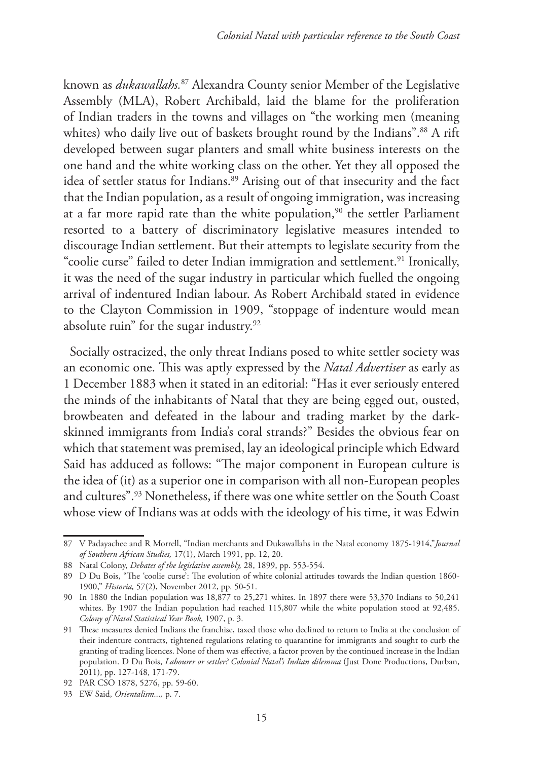known as *dukawallahs.*[87] Alexandra County senior Member of the Legislative Assembly (MLA), Robert Archibald, laid the blame for the proliferation of Indian traders in the towns and villages on "the working men (meaning whites) who daily live out of baskets brought round by the Indians".[88] A rift developed between sugar planters and small white business interests on the one hand and the white working class on the other. Yet they all opposed the idea of settler status for Indians.[89] Arising out of that insecurity and the fact that the Indian population, as a result of ongoing immigration, was increasing at a far more rapid rate than the white population,[90] the settler Parliament resorted to a battery of discriminatory legislative measures intended to discourage Indian settlement. But their attempts to legislate security from the "coolie curse" failed to deter Indian immigration and settlement.[91] Ironically, it was the need of the sugar industry in particular which fuelled the ongoing arrival of indentured Indian labour. As Robert Archibald stated in evidence to the Clayton Commission in 1909, "stoppage of indenture would mean absolute ruin" for the sugar industry.[92]

Socially ostracized, the only threat Indians posed to white settler society was an economic one. This was aptly expressed by the *Natal Advertiser* as early as 1 December 1883 when it stated in an editorial: "Has it ever seriously entered the minds of the inhabitants of Natal that they are being egged out, ousted, browbeaten and defeated in the labour and trading market by the dark-skinned immigrants from India's coral strands?" Besides the obvious fear on which that statement was premised, lay an ideological principle which Edward Said has adduced as follows: "The major component in European culture is the idea of (it) as a superior one in comparison with all non-European peoples and cultures".[93] Nonetheless, if there was one white settler on the South Coast whose view of Indians was at odds with the ideology of his time, it was Edwin

---

87 V Padayachee and R Morrell, "Indian merchants and Dukawallahs in the Natal economy 1875-1914," *Journal of Southern African Studies,* 17(1), March 1991, pp. 12, 20.

88 Natal Colony, *Debates of the legislative assembly,* 28, 1899, pp. 553-554.

89 D Du Bois, "The 'coolie curse': The evolution of white colonial attitudes towards the Indian question 1860-1900," *Historia,* 57(2), November 2012, pp. 50-51.

90 In 1880 the Indian population was 18,877 to 25,271 whites. In 1897 there were 53,370 Indians to 50,241 whites. By 1907 the Indian population had reached 115,807 while the white population stood at 92,485. *Colony of Natal Statistical Year Book,* 1907, p. 3.

91 These measures denied Indians the franchise, taxed those who declined to return to India at the conclusion of their indenture contracts, tightened regulations relating to quarantine for immigrants and sought to curb the granting of trading licences. None of them was effective, a factor proven by the continued increase in the Indian population. D Du Bois, *Labourer or settler? Colonial Natal's Indian dilemma* (Just Done Productions, Durban, 2011), pp. 127-148, 171-79.

92 PAR CSO 1878, 5276, pp. 59-60.

93 EW Said, *Orientalism...,* p. 7.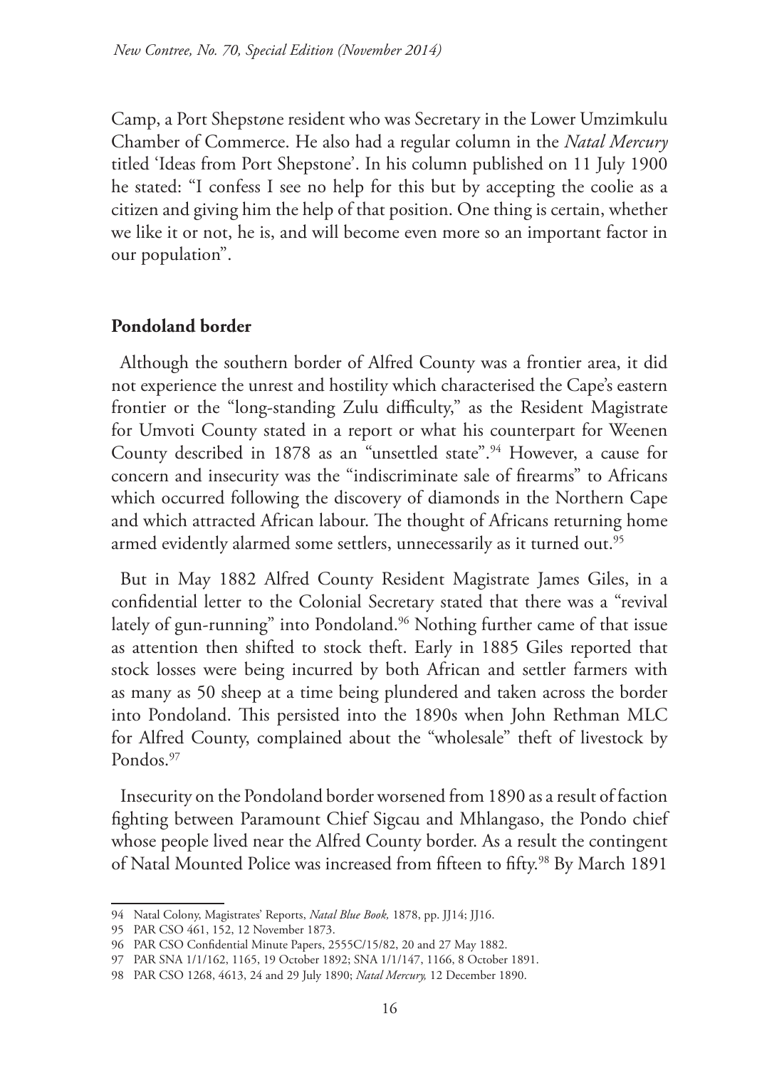Camp, a Port Shepstone resident who was Secretary in the Lower Umzimkulu Chamber of Commerce. He also had a regular column in the *Natal Mercury* titled 'Ideas from Port Shepstone'. In his column published on 11 July 1900 he stated: "I confess I see no help for this but by accepting the coolie as a citizen and giving him the help of that position. One thing is certain, whether we like it or not, he is, and will become even more so an important factor in our population".

## Pondoland border

Although the southern border of Alfred County was a frontier area, it did not experience the unrest and hostility which characterised the Cape's eastern frontier or the "long-standing Zulu difficulty," as the Resident Magistrate for Umvoti County stated in a report or what his counterpart for Weenen County described in 1878 as an "unsettled state".[94] However, a cause for concern and insecurity was the "indiscriminate sale of firearms" to Africans which occurred following the discovery of diamonds in the Northern Cape and which attracted African labour. The thought of Africans returning home armed evidently alarmed some settlers, unnecessarily as it turned out.[95]

But in May 1882 Alfred County Resident Magistrate James Giles, in a confidential letter to the Colonial Secretary stated that there was a "revival lately of gun-running" into Pondoland.[96] Nothing further came of that issue as attention then shifted to stock theft. Early in 1885 Giles reported that stock losses were being incurred by both African and settler farmers with as many as 50 sheep at a time being plundered and taken across the border into Pondoland. This persisted into the 1890s when John Rethman MLC for Alfred County, complained about the "wholesale" theft of livestock by Pondos.[97]

Insecurity on the Pondoland border worsened from 1890 as a result of faction fighting between Paramount Chief Sigcau and Mhlangaso, the Pondo chief whose people lived near the Alfred County border. As a result the contingent of Natal Mounted Police was increased from fifteen to fifty.[98] By March 1891

---

94 Natal Colony, Magistrates' Reports, *Natal Blue Book,* 1878, pp. JJ14; JJ16.

95 PAR CSO 461, 152, 12 November 1873.

96 PAR CSO Confidential Minute Papers, 2555C/15/82, 20 and 27 May 1882.

97 PAR SNA 1/1/162, 1165, 19 October 1892; SNA 1/1/147, 1166, 8 October 1891.

98 PAR CSO 1268, 4613, 24 and 29 July 1890; *Natal Mercury,* 12 December 1890.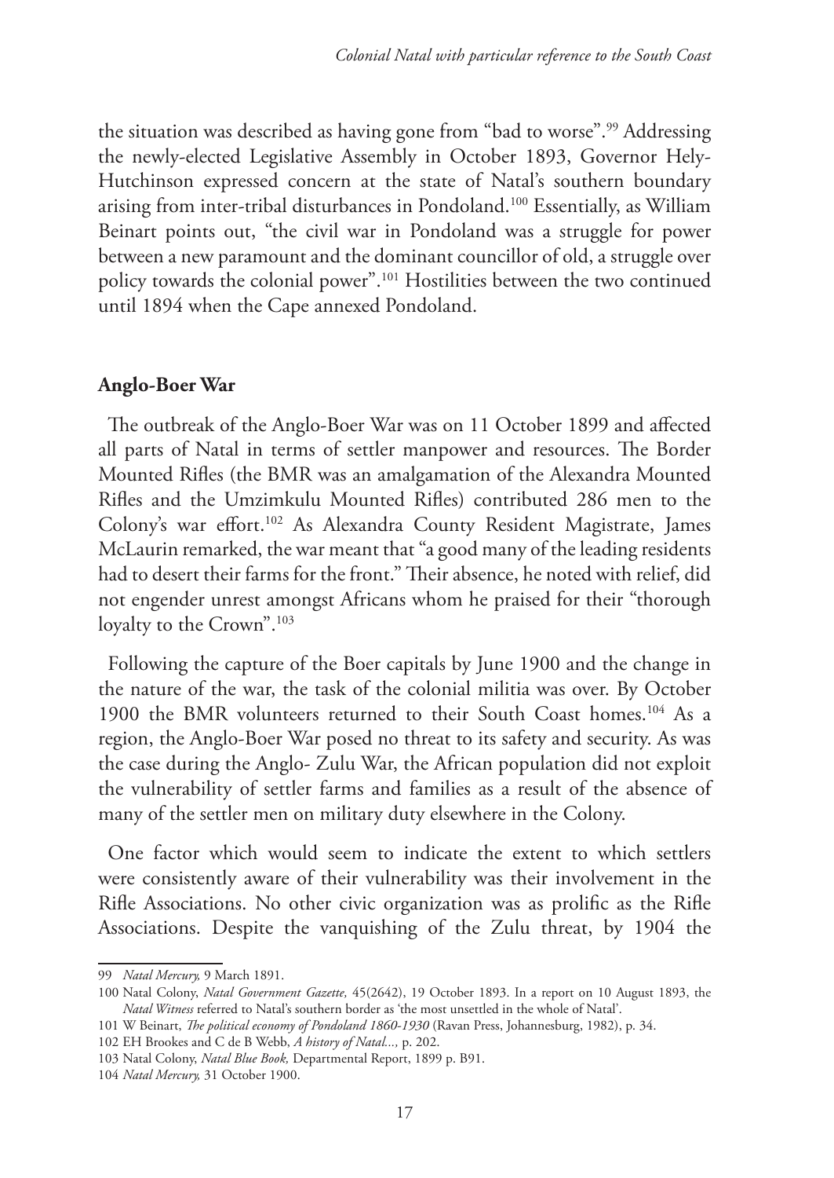the situation was described as having gone from "bad to worse".[99] Addressing the newly-elected Legislative Assembly in October 1893, Governor Hely-Hutchinson expressed concern at the state of Natal's southern boundary arising from inter-tribal disturbances in Pondoland.[100] Essentially, as William Beinart points out, "the civil war in Pondoland was a struggle for power between a new paramount and the dominant councillor of old, a struggle over policy towards the colonial power".[101] Hostilities between the two continued until 1894 when the Cape annexed Pondoland.

## Anglo-Boer War

The outbreak of the Anglo-Boer War was on 11 October 1899 and affected all parts of Natal in terms of settler manpower and resources. The Border Mounted Rifles (the BMR was an amalgamation of the Alexandra Mounted Rifles and the Umzimkulu Mounted Rifles) contributed 286 men to the Colony's war effort.[102] As Alexandra County Resident Magistrate, James McLaurin remarked, the war meant that "a good many of the leading residents had to desert their farms for the front." Their absence, he noted with relief, did not engender unrest amongst Africans whom he praised for their "thorough loyalty to the Crown".[103]

Following the capture of the Boer capitals by June 1900 and the change in the nature of the war, the task of the colonial militia was over. By October 1900 the BMR volunteers returned to their South Coast homes.[104] As a region, the Anglo-Boer War posed no threat to its safety and security. As was the case during the Anglo- Zulu War, the African population did not exploit the vulnerability of settler farms and families as a result of the absence of many of the settler men on military duty elsewhere in the Colony.

One factor which would seem to indicate the extent to which settlers were consistently aware of their vulnerability was their involvement in the Rifle Associations. No other civic organization was as prolific as the Rifle Associations. Despite the vanquishing of the Zulu threat, by 1904 the

---

99 *Natal Mercury,* 9 March 1891.

100 Natal Colony, *Natal Government Gazette,* 45(2642), 19 October 1893. In a report on 10 August 1893, the *Natal Witness* referred to Natal's southern border as 'the most unsettled in the whole of Natal'.

101 W Beinart, *The political economy of Pondoland 1860-1930* (Ravan Press, Johannesburg, 1982), p. 34.

102 EH Brookes and C de B Webb, *A history of Natal...,* p. 202.

103 Natal Colony, *Natal Blue Book,* Departmental Report, 1899 p. B91.

104 *Natal Mercury,* 31 October 1900.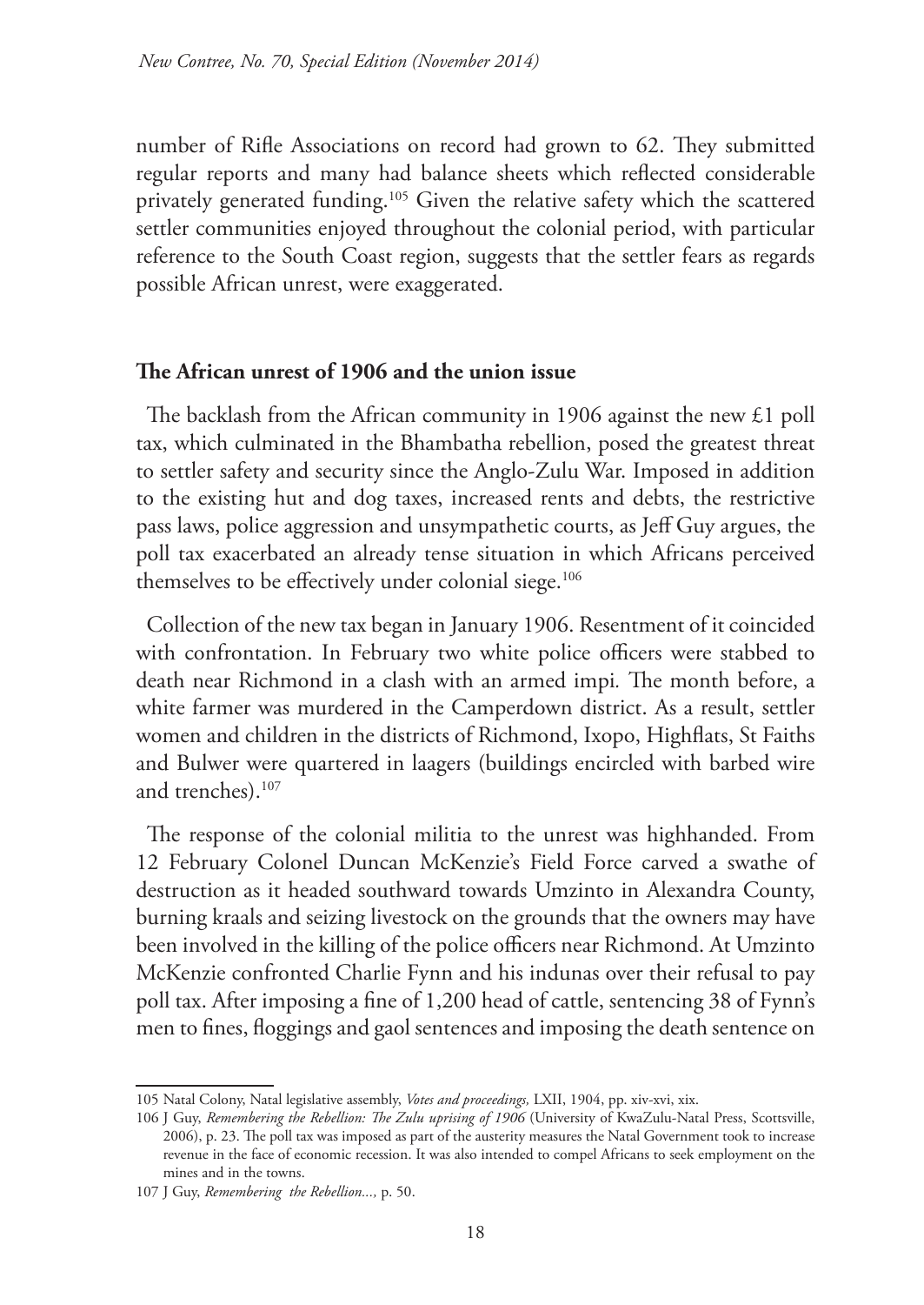number of Rifle Associations on record had grown to 62. They submitted regular reports and many had balance sheets which reflected considerable privately generated funding.[105] Given the relative safety which the scattered settler communities enjoyed throughout the colonial period, with particular reference to the South Coast region, suggests that the settler fears as regards possible African unrest, were exaggerated.

## The African unrest of 1906 and the union issue

The backlash from the African community in 1906 against the new £1 poll tax, which culminated in the Bhambatha rebellion, posed the greatest threat to settler safety and security since the Anglo-Zulu War. Imposed in addition to the existing hut and dog taxes, increased rents and debts, the restrictive pass laws, police aggression and unsympathetic courts, as Jeff Guy argues, the poll tax exacerbated an already tense situation in which Africans perceived themselves to be effectively under colonial siege.[106]

Collection of the new tax began in January 1906. Resentment of it coincided with confrontation. In February two white police officers were stabbed to death near Richmond in a clash with an armed impi*.* The month before, a white farmer was murdered in the Camperdown district. As a result, settler women and children in the districts of Richmond, Ixopo, Highflats, St Faiths and Bulwer were quartered in laagers (buildings encircled with barbed wire and trenches).[107]

The response of the colonial militia to the unrest was highhanded. From 12 February Colonel Duncan McKenzie's Field Force carved a swathe of destruction as it headed southward towards Umzinto in Alexandra County, burning kraals and seizing livestock on the grounds that the owners may have been involved in the killing of the police officers near Richmond. At Umzinto McKenzie confronted Charlie Fynn and his indunas over their refusal to pay poll tax. After imposing a fine of 1,200 head of cattle, sentencing 38 of Fynn's men to fines, floggings and gaol sentences and imposing the death sentence on

---

105 Natal Colony, Natal legislative assembly, *Votes and proceedings,* LXII, 1904, pp. xiv-xvi, xix.

106 J Guy, *Remembering the Rebellion: The Zulu uprising of 1906* (University of KwaZulu-Natal Press, Scottsville, 2006), p. 23. The poll tax was imposed as part of the austerity measures the Natal Government took to increase revenue in the face of economic recession. It was also intended to compel Africans to seek employment on the mines and in the towns.

107 J Guy, *Remembering the Rebellion...,* p. 50.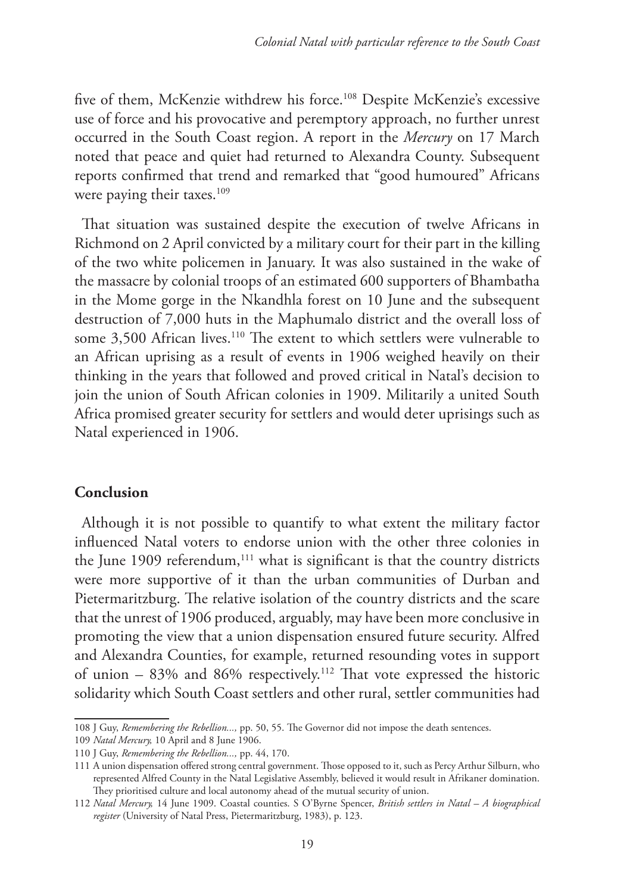five of them, McKenzie withdrew his force.[108] Despite McKenzie's excessive use of force and his provocative and peremptory approach, no further unrest occurred in the South Coast region. A report in the *Mercury* on 17 March noted that peace and quiet had returned to Alexandra County. Subsequent reports confirmed that trend and remarked that "good humoured" Africans were paying their taxes.[109]

That situation was sustained despite the execution of twelve Africans in Richmond on 2 April convicted by a military court for their part in the killing of the two white policemen in January. It was also sustained in the wake of the massacre by colonial troops of an estimated 600 supporters of Bhambatha in the Mome gorge in the Nkandhla forest on 10 June and the subsequent destruction of 7,000 huts in the Maphumalo district and the overall loss of some 3,500 African lives.[110] The extent to which settlers were vulnerable to an African uprising as a result of events in 1906 weighed heavily on their thinking in the years that followed and proved critical in Natal's decision to join the union of South African colonies in 1909. Militarily a united South Africa promised greater security for settlers and would deter uprisings such as Natal experienced in 1906.

## Conclusion

Although it is not possible to quantify to what extent the military factor influenced Natal voters to endorse union with the other three colonies in the June 1909 referendum,[111] what is significant is that the country districts were more supportive of it than the urban communities of Durban and Pietermaritzburg. The relative isolation of the country districts and the scare that the unrest of 1906 produced, arguably, may have been more conclusive in promoting the view that a union dispensation ensured future security. Alfred and Alexandra Counties, for example, returned resounding votes in support of union – 83% and 86% respectively.[112] That vote expressed the historic solidarity which South Coast settlers and other rural, settler communities had

---

108 J Guy, *Remembering the Rebellion...,* pp. 50, 55. The Governor did not impose the death sentences.

109 *Natal Mercury,* 10 April and 8 June 1906.

110 J Guy, *Remembering the Rebellion...,* pp. 44, 170.

111 A union dispensation offered strong central government. Those opposed to it, such as Percy Arthur Silburn, who represented Alfred County in the Natal Legislative Assembly, believed it would result in Afrikaner domination. They prioritised culture and local autonomy ahead of the mutual security of union.

112 *Natal Mercury,* 14 June 1909. Coastal counties. S O'Byrne Spencer, *British settlers in Natal – A biographical register* (University of Natal Press, Pietermaritzburg, 1983), p. 123.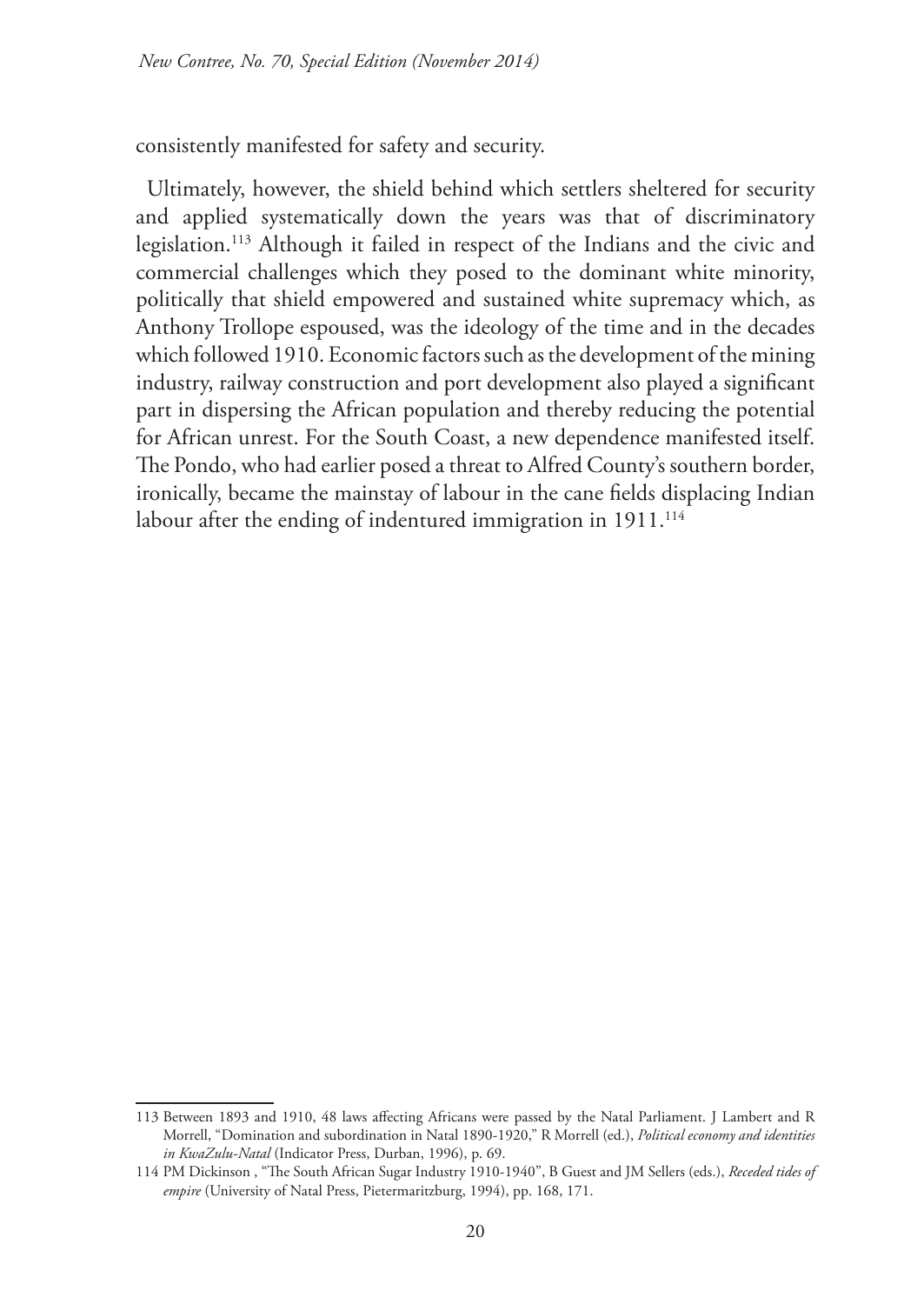consistently manifested for safety and security.

Ultimately, however, the shield behind which settlers sheltered for security and applied systematically down the years was that of discriminatory legislation.[113] Although it failed in respect of the Indians and the civic and commercial challenges which they posed to the dominant white minority, politically that shield empowered and sustained white supremacy which, as Anthony Trollope espoused, was the ideology of the time and in the decades which followed 1910. Economic factors such as the development of the mining industry, railway construction and port development also played a significant part in dispersing the African population and thereby reducing the potential for African unrest. For the South Coast, a new dependence manifested itself. The Pondo, who had earlier posed a threat to Alfred County's southern border, ironically, became the mainstay of labour in the cane fields displacing Indian labour after the ending of indentured immigration in 1911.[114]

---

113 Between 1893 and 1910, 48 laws affecting Africans were passed by the Natal Parliament. J Lambert and R Morrell, "Domination and subordination in Natal 1890-1920," R Morrell (ed.), *Political economy and identities in KwaZulu-Natal* (Indicator Press, Durban, 1996), p. 69.

114 PM Dickinson , "The South African Sugar Industry 1910-1940", B Guest and JM Sellers (eds.), *Receded tides of empire* (University of Natal Press, Pietermaritzburg, 1994), pp. 168, 171.